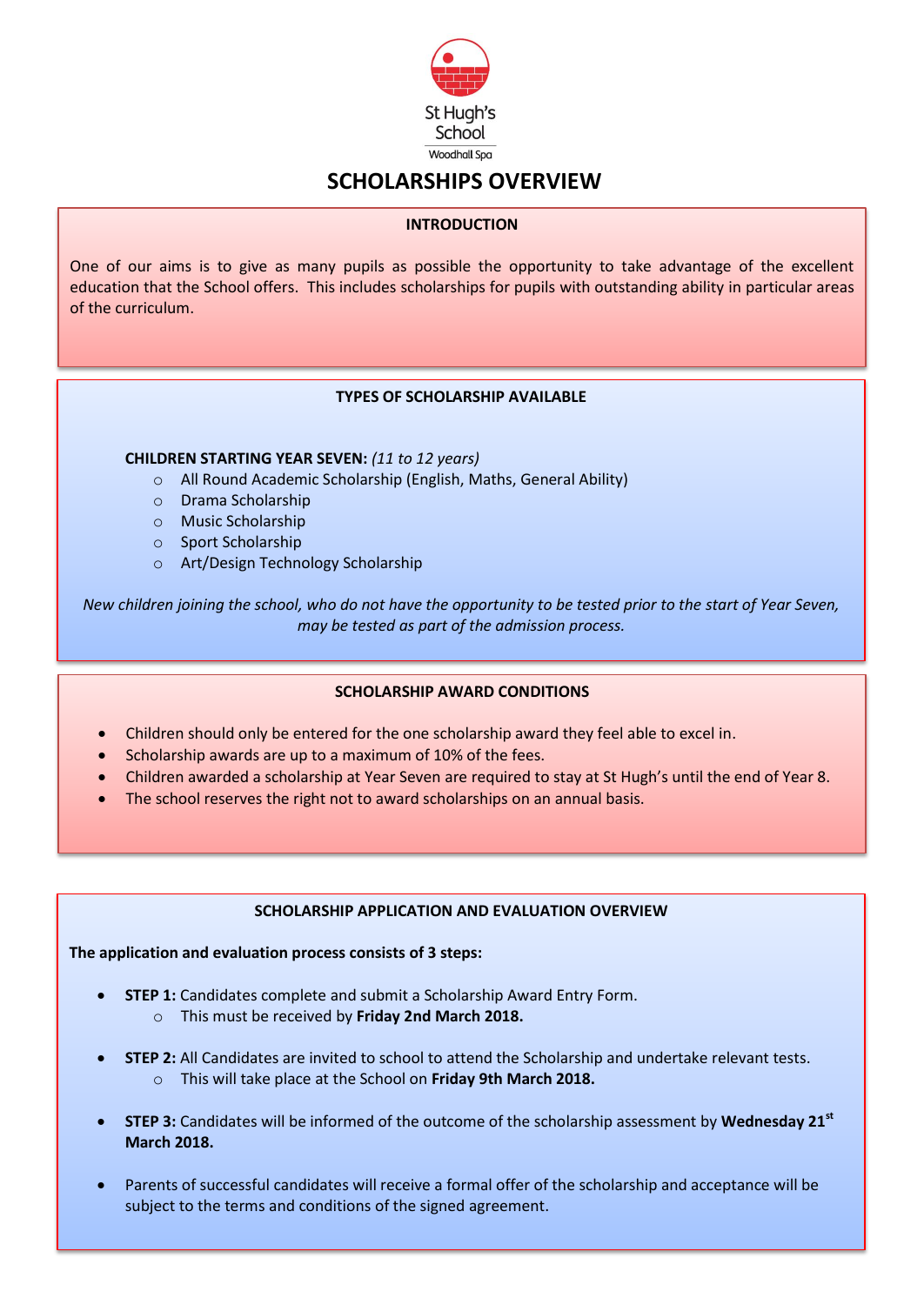St Hugh's School

Woodhall Spa

# SCHOLARSHIPS OVERVIEW

## INTRODUCTION

One of our aims is to give as many pupils as possible the opportunity to take advantage of the excellent education that the School offers. This includes scholarships for pupils with outstanding ability in particular areas of the curriculum.

## TYPES OF SCHOLARSHIP AVAILABLE

**CHILDREN STARTING YEAR SEVEN:** *(11 to 12 years)*

- All Round Academic Scholarship (English, Maths, General Ability)
- Drama Scholarship
- Music Scholarship
- Sport Scholarship
- Art/Design Technology Scholarship

*New children joining the school, who do not have the opportunity to be tested prior to the start of Year Seven, may be tested as part of the admission process.*

## SCHOLARSHIP AWARD CONDITIONS

- Children should only be entered for the one scholarship award they feel able to excel in.
- Scholarship awards are up to a maximum of 10% of the fees.
- Children awarded a scholarship at Year Seven are required to stay at St Hugh's until the end of Year 8.
- The school reserves the right not to award scholarships on an annual basis.

## SCHOLARSHIP APPLICATION AND EVALUATION OVERVIEW

**The application and evaluation process consists of 3 steps:**

- **STEP 1:** Candidates complete and submit a Scholarship Award Entry Form.
  - This must be received by **Friday 2nd March 2018.**
- **STEP 2:** All Candidates are invited to school to attend the Scholarship and undertake relevant tests.
  - This will take place at the School on **Friday 9th March 2018.**
- **STEP 3:** Candidates will be informed of the outcome of the scholarship assessment by **Wednesday 21st March 2018.**
- Parents of successful candidates will receive a formal offer of the scholarship and acceptance will be subject to the terms and conditions of the signed agreement.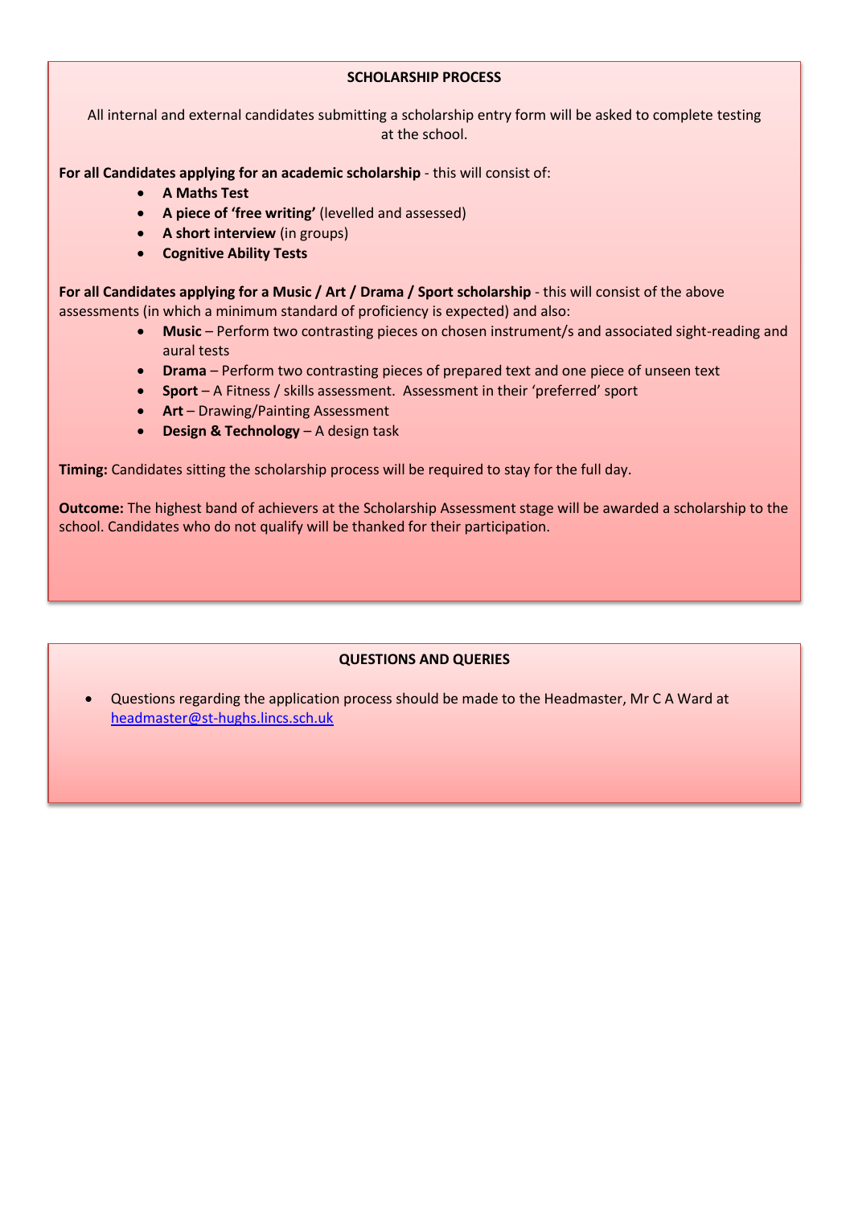## SCHOLARSHIP PROCESS

All internal and external candidates submitting a scholarship entry form will be asked to complete testing at the school.

**For all Candidates applying for an academic scholarship** - this will consist of:

- **A Maths Test**
- **A piece of 'free writing'** (levelled and assessed)
- **A short interview** (in groups)
- **Cognitive Ability Tests**

**For all Candidates applying for a Music / Art / Drama / Sport scholarship** - this will consist of the above assessments (in which a minimum standard of proficiency is expected) and also:

- **Music** – Perform two contrasting pieces on chosen instrument/s and associated sight-reading and aural tests
- **Drama** – Perform two contrasting pieces of prepared text and one piece of unseen text
- **Sport** – A Fitness / skills assessment. Assessment in their 'preferred' sport
- **Art** – Drawing/Painting Assessment
- **Design & Technology** – A design task

**Timing:** Candidates sitting the scholarship process will be required to stay for the full day.

**Outcome:** The highest band of achievers at the Scholarship Assessment stage will be awarded a scholarship to the school. Candidates who do not qualify will be thanked for their participation.

## QUESTIONS AND QUERIES

- Questions regarding the application process should be made to the Headmaster, Mr C A Ward at headmaster@st-hughs.lincs.sch.uk